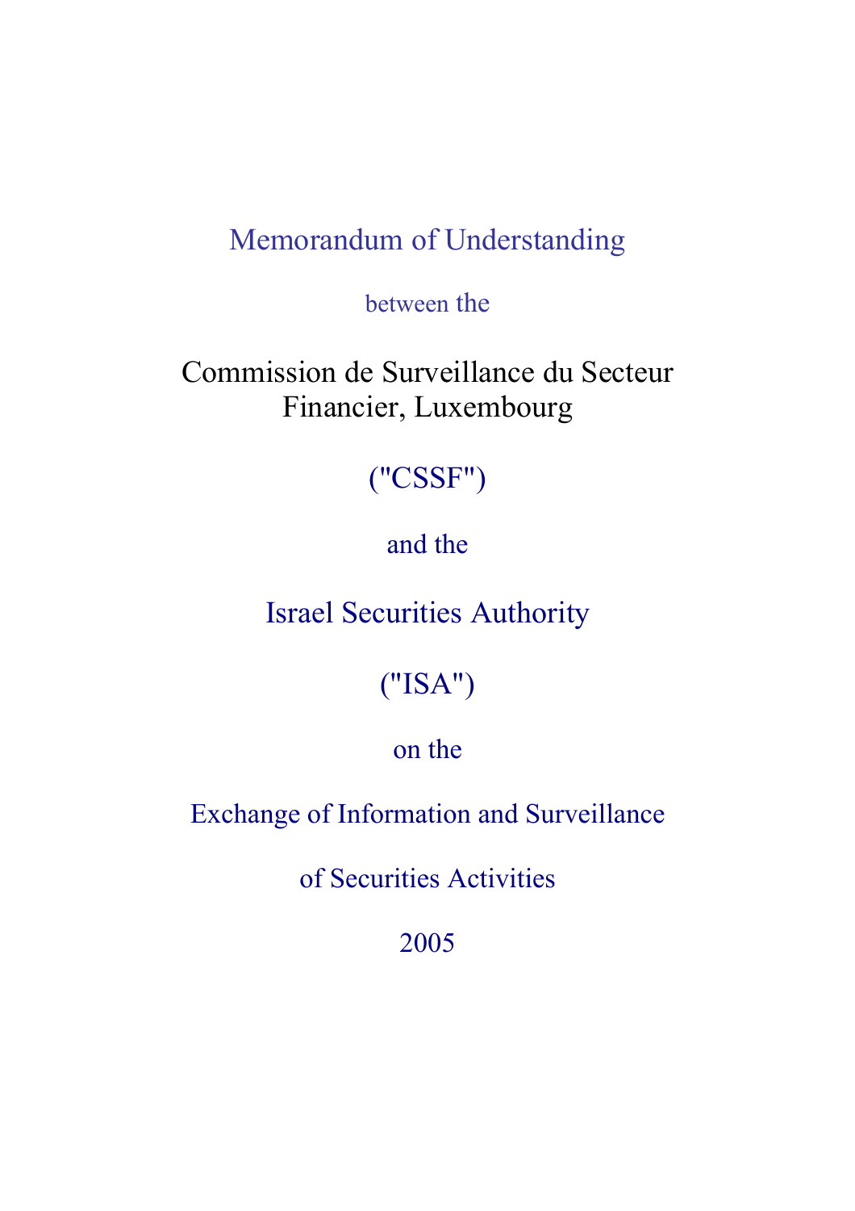# Memorandum of Understanding

between the

## Commission de Surveillance du Secteur Financier, Luxembourg

("CSSF")

and the

## Israel Securities Authority

("ISA")

on the

## Exchange of Information and Surveillance of Securities Activities

2005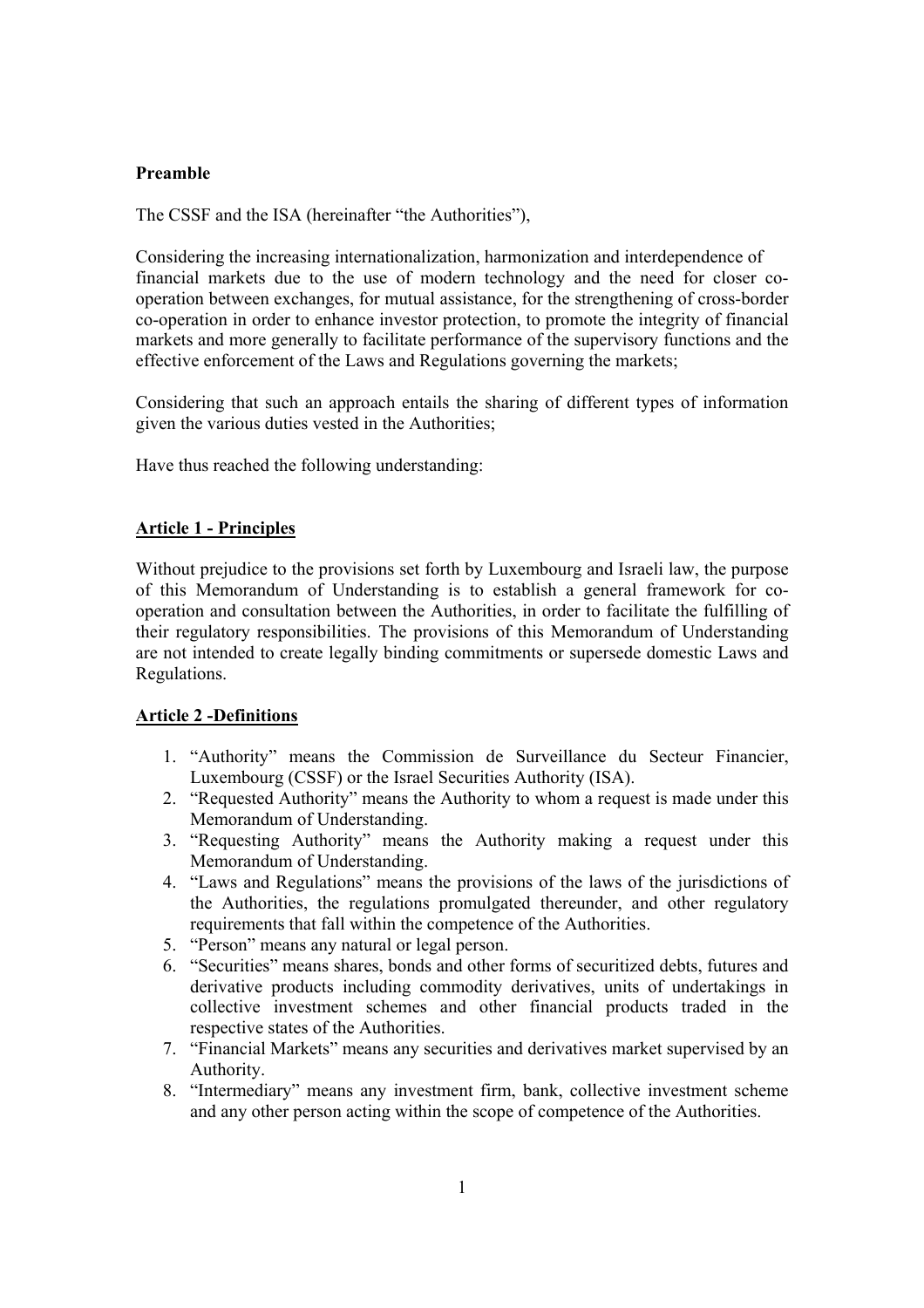**Preamble**

The CSSF and the ISA (hereinafter "the Authorities"),

Considering the increasing internationalization, harmonization and interdependence of financial markets due to the use of modern technology and the need for closer co-operation between exchanges, for mutual assistance, for the strengthening of cross-border co-operation in order to enhance investor protection, to promote the integrity of financial markets and more generally to facilitate performance of the supervisory functions and the effective enforcement of the Laws and Regulations governing the markets;

Considering that such an approach entails the sharing of different types of information given the various duties vested in the Authorities;

Have thus reached the following understanding:

## Article 1 - Principles

Without prejudice to the provisions set forth by Luxembourg and Israeli law, the purpose of this Memorandum of Understanding is to establish a general framework for co-operation and consultation between the Authorities, in order to facilitate the fulfilling of their regulatory responsibilities. The provisions of this Memorandum of Understanding are not intended to create legally binding commitments or supersede domestic Laws and Regulations.

## Article 2 -Definitions

1. "Authority" means the Commission de Surveillance du Secteur Financier, Luxembourg (CSSF) or the Israel Securities Authority (ISA).
2. "Requested Authority" means the Authority to whom a request is made under this Memorandum of Understanding.
3. "Requesting Authority" means the Authority making a request under this Memorandum of Understanding.
4. "Laws and Regulations" means the provisions of the laws of the jurisdictions of the Authorities, the regulations promulgated thereunder, and other regulatory requirements that fall within the competence of the Authorities.
5. "Person" means any natural or legal person.
6. "Securities" means shares, bonds and other forms of securitized debts, futures and derivative products including commodity derivatives, units of undertakings in collective investment schemes and other financial products traded in the respective states of the Authorities.
7. "Financial Markets" means any securities and derivatives market supervised by an Authority.
8. "Intermediary" means any investment firm, bank, collective investment scheme and any other person acting within the scope of competence of the Authorities.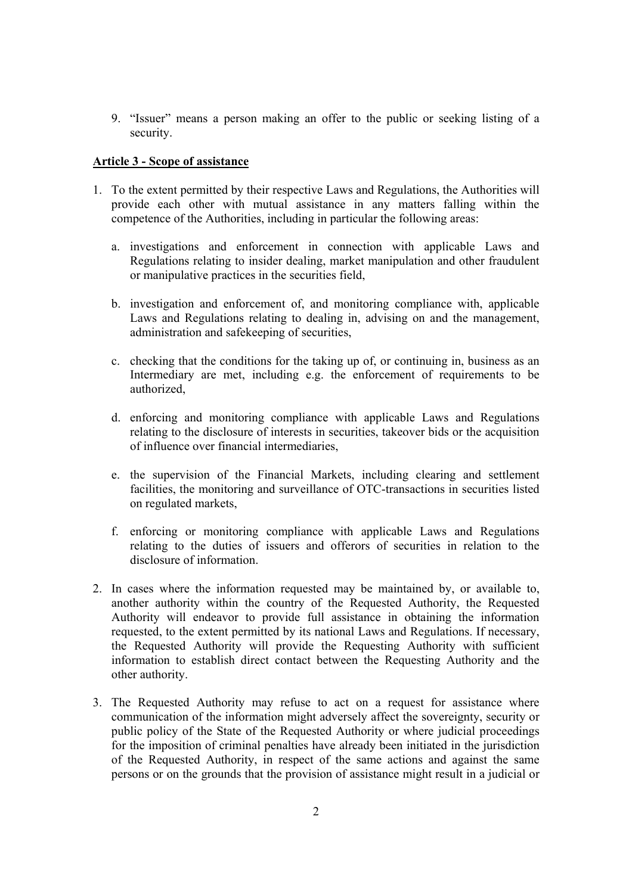9. "Issuer" means a person making an offer to the public or seeking listing of a security.

**Article 3 - Scope of assistance**

1. To the extent permitted by their respective Laws and Regulations, the Authorities will provide each other with mutual assistance in any matters falling within the competence of the Authorities, including in particular the following areas:

   a. investigations and enforcement in connection with applicable Laws and Regulations relating to insider dealing, market manipulation and other fraudulent or manipulative practices in the securities field,

   b. investigation and enforcement of, and monitoring compliance with, applicable Laws and Regulations relating to dealing in, advising on and the management, administration and safekeeping of securities,

   c. checking that the conditions for the taking up of, or continuing in, business as an Intermediary are met, including e.g. the enforcement of requirements to be authorized,

   d. enforcing and monitoring compliance with applicable Laws and Regulations relating to the disclosure of interests in securities, takeover bids or the acquisition of influence over financial intermediaries,

   e. the supervision of the Financial Markets, including clearing and settlement facilities, the monitoring and surveillance of OTC-transactions in securities listed on regulated markets,

   f. enforcing or monitoring compliance with applicable Laws and Regulations relating to the duties of issuers and offerors of securities in relation to the disclosure of information.

2. In cases where the information requested may be maintained by, or available to, another authority within the country of the Requested Authority, the Requested Authority will endeavor to provide full assistance in obtaining the information requested, to the extent permitted by its national Laws and Regulations. If necessary, the Requested Authority will provide the Requesting Authority with sufficient information to establish direct contact between the Requesting Authority and the other authority.

3. The Requested Authority may refuse to act on a request for assistance where communication of the information might adversely affect the sovereignty, security or public policy of the State of the Requested Authority or where judicial proceedings for the imposition of criminal penalties have already been initiated in the jurisdiction of the Requested Authority, in respect of the same actions and against the same persons or on the grounds that the provision of assistance might result in a judicial or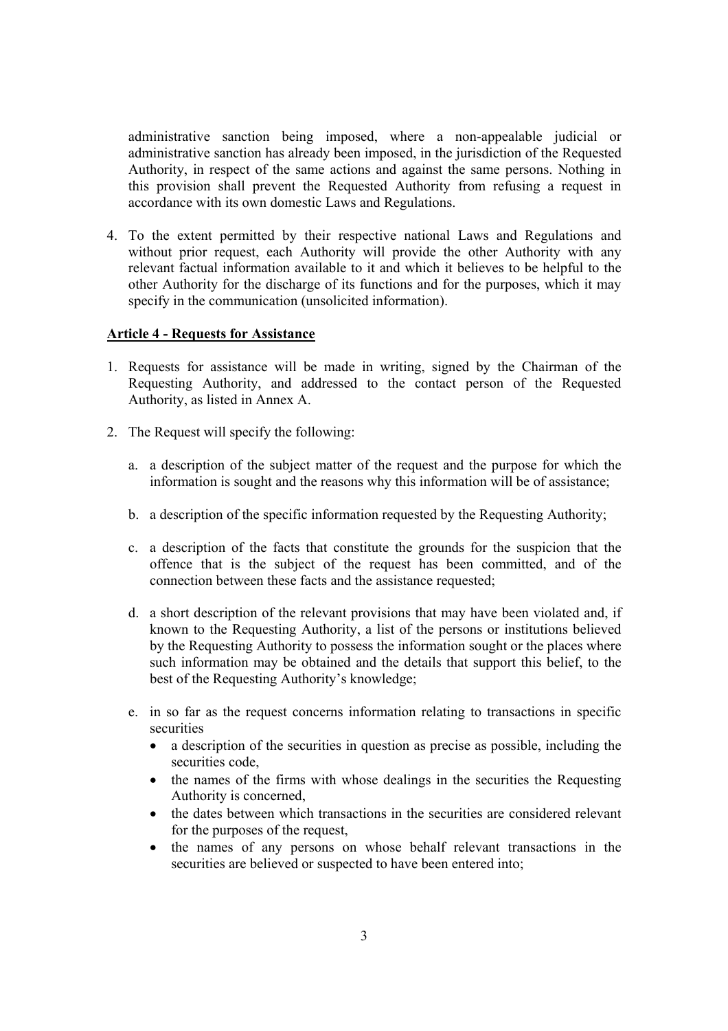administrative sanction being imposed, where a non-appealable judicial or administrative sanction has already been imposed, in the jurisdiction of the Requested Authority, in respect of the same actions and against the same persons. Nothing in this provision shall prevent the Requested Authority from refusing a request in accordance with its own domestic Laws and Regulations.

4. To the extent permitted by their respective national Laws and Regulations and without prior request, each Authority will provide the other Authority with any relevant factual information available to it and which it believes to be helpful to the other Authority for the discharge of its functions and for the purposes, which it may specify in the communication (unsolicited information).

**Article 4 - Requests for Assistance**

1. Requests for assistance will be made in writing, signed by the Chairman of the Requesting Authority, and addressed to the contact person of the Requested Authority, as listed in Annex A.

2. The Request will specify the following:

   a. a description of the subject matter of the request and the purpose for which the information is sought and the reasons why this information will be of assistance;

   b. a description of the specific information requested by the Requesting Authority;

   c. a description of the facts that constitute the grounds for the suspicion that the offence that is the subject of the request has been committed, and of the connection between these facts and the assistance requested;

   d. a short description of the relevant provisions that may have been violated and, if known to the Requesting Authority, a list of the persons or institutions believed by the Requesting Authority to possess the information sought or the places where such information may be obtained and the details that support this belief, to the best of the Requesting Authority's knowledge;

   e. in so far as the request concerns information relating to transactions in specific securities
      - a description of the securities in question as precise as possible, including the securities code,
      - the names of the firms with whose dealings in the securities the Requesting Authority is concerned,
      - the dates between which transactions in the securities are considered relevant for the purposes of the request,
      - the names of any persons on whose behalf relevant transactions in the securities are believed or suspected to have been entered into;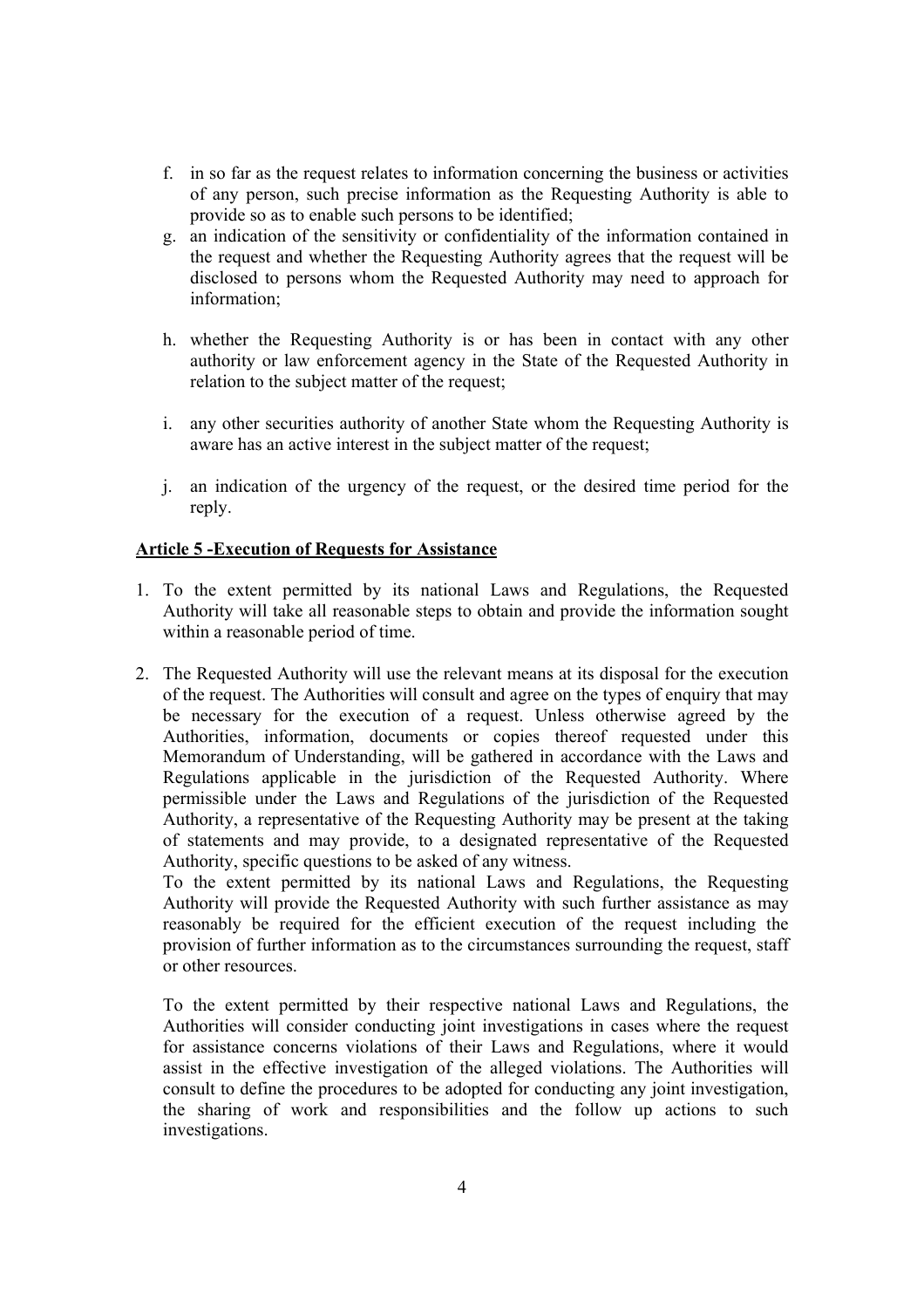f. in so far as the request relates to information concerning the business or activities of any person, such precise information as the Requesting Authority is able to provide so as to enable such persons to be identified;

g. an indication of the sensitivity or confidentiality of the information contained in the request and whether the Requesting Authority agrees that the request will be disclosed to persons whom the Requested Authority may need to approach for information;

h. whether the Requesting Authority is or has been in contact with any other authority or law enforcement agency in the State of the Requested Authority in relation to the subject matter of the request;

i. any other securities authority of another State whom the Requesting Authority is aware has an active interest in the subject matter of the request;

j. an indication of the urgency of the request, or the desired time period for the reply.

**Article 5 -Execution of Requests for Assistance**

1. To the extent permitted by its national Laws and Regulations, the Requested Authority will take all reasonable steps to obtain and provide the information sought within a reasonable period of time.

2. The Requested Authority will use the relevant means at its disposal for the execution of the request. The Authorities will consult and agree on the types of enquiry that may be necessary for the execution of a request. Unless otherwise agreed by the Authorities, information, documents or copies thereof requested under this Memorandum of Understanding, will be gathered in accordance with the Laws and Regulations applicable in the jurisdiction of the Requested Authority. Where permissible under the Laws and Regulations of the jurisdiction of the Requested Authority, a representative of the Requesting Authority may be present at the taking of statements and may provide, to a designated representative of the Requested Authority, specific questions to be asked of any witness.

   To the extent permitted by its national Laws and Regulations, the Requesting Authority will provide the Requested Authority with such further assistance as may reasonably be required for the efficient execution of the request including the provision of further information as to the circumstances surrounding the request, staff or other resources.

   To the extent permitted by their respective national Laws and Regulations, the Authorities will consider conducting joint investigations in cases where the request for assistance concerns violations of their Laws and Regulations, where it would assist in the effective investigation of the alleged violations. The Authorities will consult to define the procedures to be adopted for conducting any joint investigation, the sharing of work and responsibilities and the follow up actions to such investigations.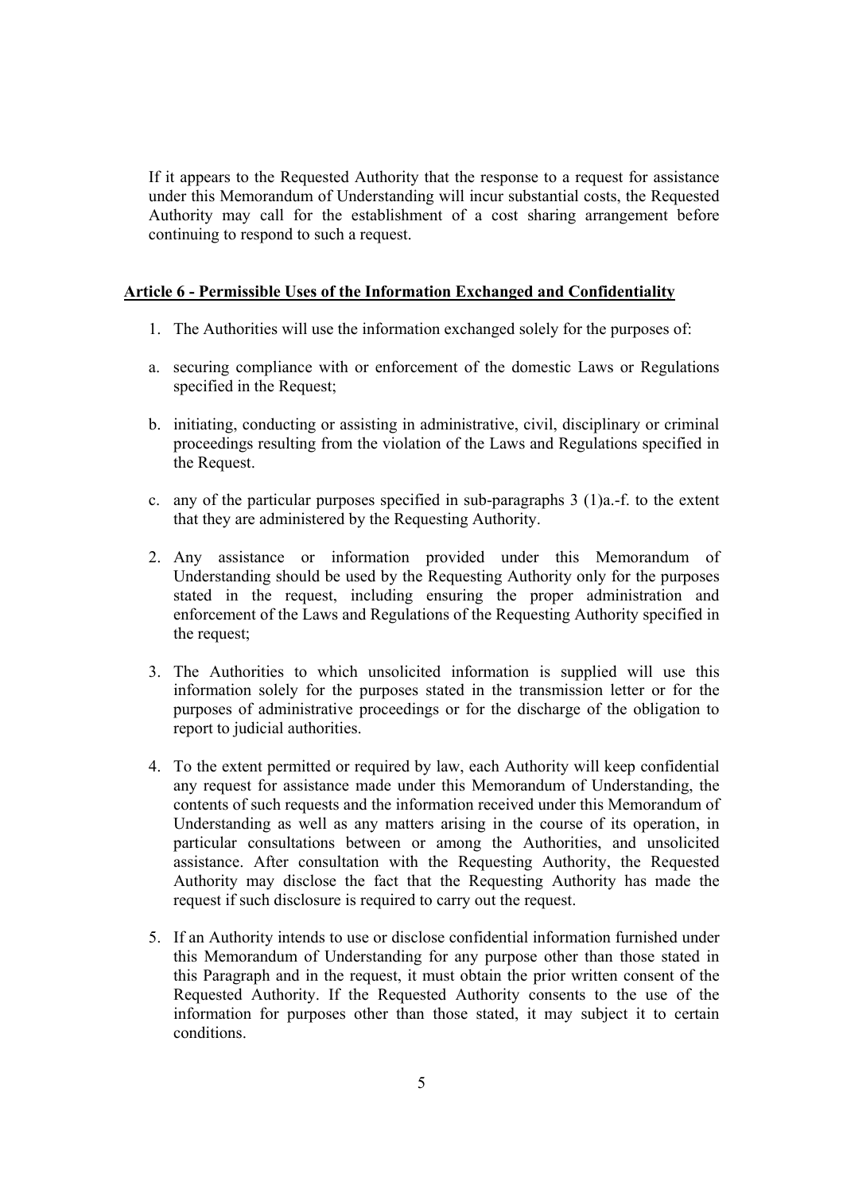If it appears to the Requested Authority that the response to a request for assistance under this Memorandum of Understanding will incur substantial costs, the Requested Authority may call for the establishment of a cost sharing arrangement before continuing to respond to such a request.

**Article 6 - Permissible Uses of the Information Exchanged and Confidentiality**

1. The Authorities will use the information exchanged solely for the purposes of:

a. securing compliance with or enforcement of the domestic Laws or Regulations specified in the Request;

b. initiating, conducting or assisting in administrative, civil, disciplinary or criminal proceedings resulting from the violation of the Laws and Regulations specified in the Request.

c. any of the particular purposes specified in sub-paragraphs 3 (1)a.-f. to the extent that they are administered by the Requesting Authority.

2. Any assistance or information provided under this Memorandum of Understanding should be used by the Requesting Authority only for the purposes stated in the request, including ensuring the proper administration and enforcement of the Laws and Regulations of the Requesting Authority specified in the request;

3. The Authorities to which unsolicited information is supplied will use this information solely for the purposes stated in the transmission letter or for the purposes of administrative proceedings or for the discharge of the obligation to report to judicial authorities.

4. To the extent permitted or required by law, each Authority will keep confidential any request for assistance made under this Memorandum of Understanding, the contents of such requests and the information received under this Memorandum of Understanding as well as any matters arising in the course of its operation, in particular consultations between or among the Authorities, and unsolicited assistance. After consultation with the Requesting Authority, the Requested Authority may disclose the fact that the Requesting Authority has made the request if such disclosure is required to carry out the request.

5. If an Authority intends to use or disclose confidential information furnished under this Memorandum of Understanding for any purpose other than those stated in this Paragraph and in the request, it must obtain the prior written consent of the Requested Authority. If the Requested Authority consents to the use of the information for purposes other than those stated, it may subject it to certain conditions.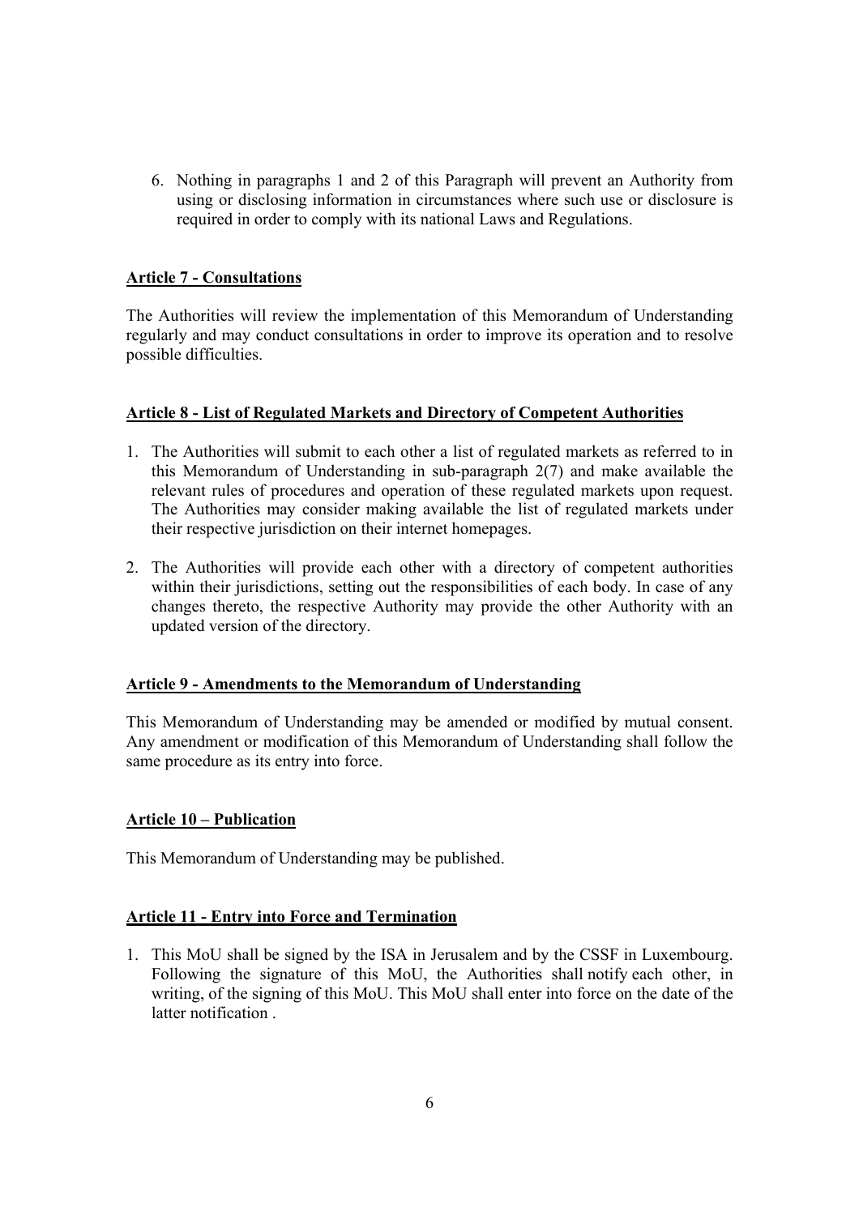6. Nothing in paragraphs 1 and 2 of this Paragraph will prevent an Authority from using or disclosing information in circumstances where such use or disclosure is required in order to comply with its national Laws and Regulations.

**Article 7 - Consultations**

The Authorities will review the implementation of this Memorandum of Understanding regularly and may conduct consultations in order to improve its operation and to resolve possible difficulties.

**Article 8 - List of Regulated Markets and Directory of Competent Authorities**

1. The Authorities will submit to each other a list of regulated markets as referred to in this Memorandum of Understanding in sub-paragraph 2(7) and make available the relevant rules of procedures and operation of these regulated markets upon request. The Authorities may consider making available the list of regulated markets under their respective jurisdiction on their internet homepages.

2. The Authorities will provide each other with a directory of competent authorities within their jurisdictions, setting out the responsibilities of each body. In case of any changes thereto, the respective Authority may provide the other Authority with an updated version of the directory.

**Article 9 - Amendments to the Memorandum of Understanding**

This Memorandum of Understanding may be amended or modified by mutual consent. Any amendment or modification of this Memorandum of Understanding shall follow the same procedure as its entry into force.

**Article 10 – Publication**

This Memorandum of Understanding may be published.

**Article 11 - Entry into Force and Termination**

1. This MoU shall be signed by the ISA in Jerusalem and by the CSSF in Luxembourg. Following the signature of this MoU, the Authorities shall notify each other, in writing, of the signing of this MoU. This MoU shall enter into force on the date of the latter notification .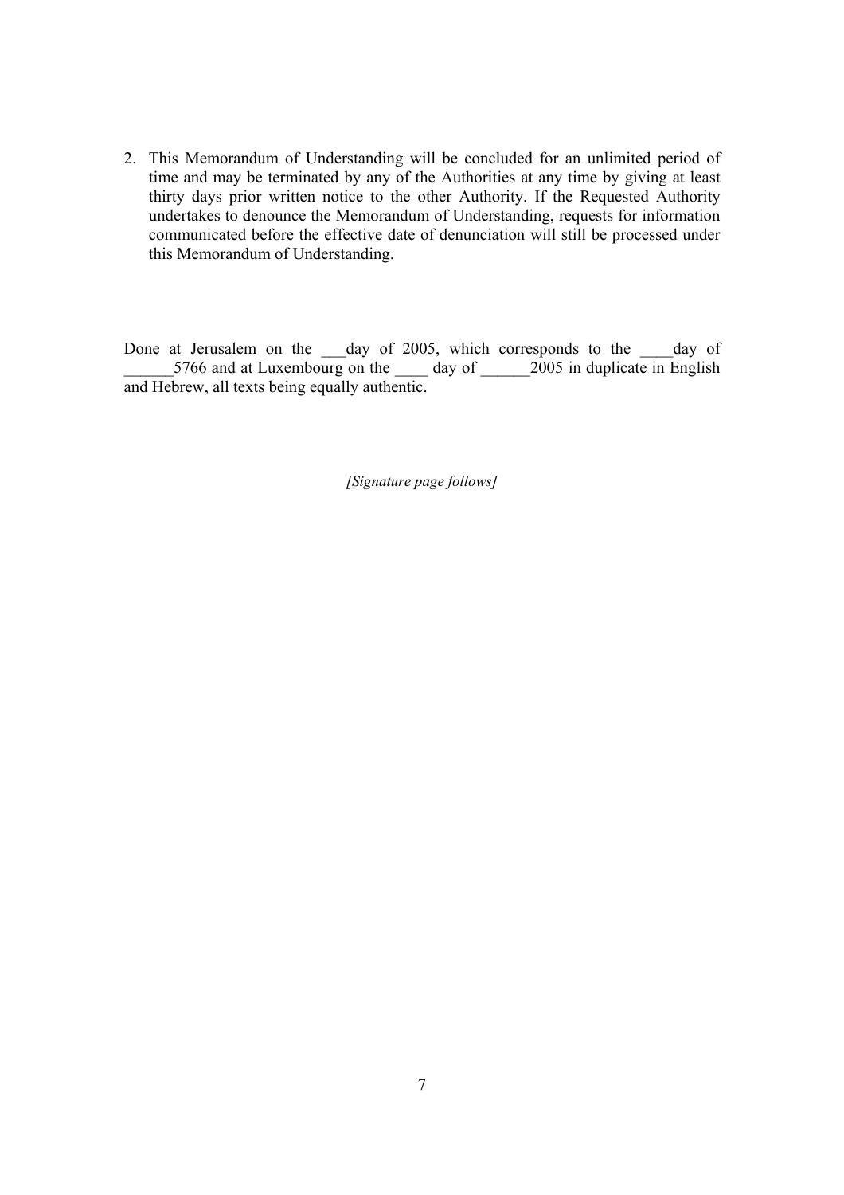2. This Memorandum of Understanding will be concluded for an unlimited period of time and may be terminated by any of the Authorities at any time by giving at least thirty days prior written notice to the other Authority. If the Requested Authority undertakes to denounce the Memorandum of Understanding, requests for information communicated before the effective date of denunciation will still be processed under this Memorandum of Understanding.

Done at Jerusalem on the ___day of 2005, which corresponds to the ____day of ______5766 and at Luxembourg on the ____ day of ______2005 in duplicate in English and Hebrew, all texts being equally authentic.

*[Signature page follows]*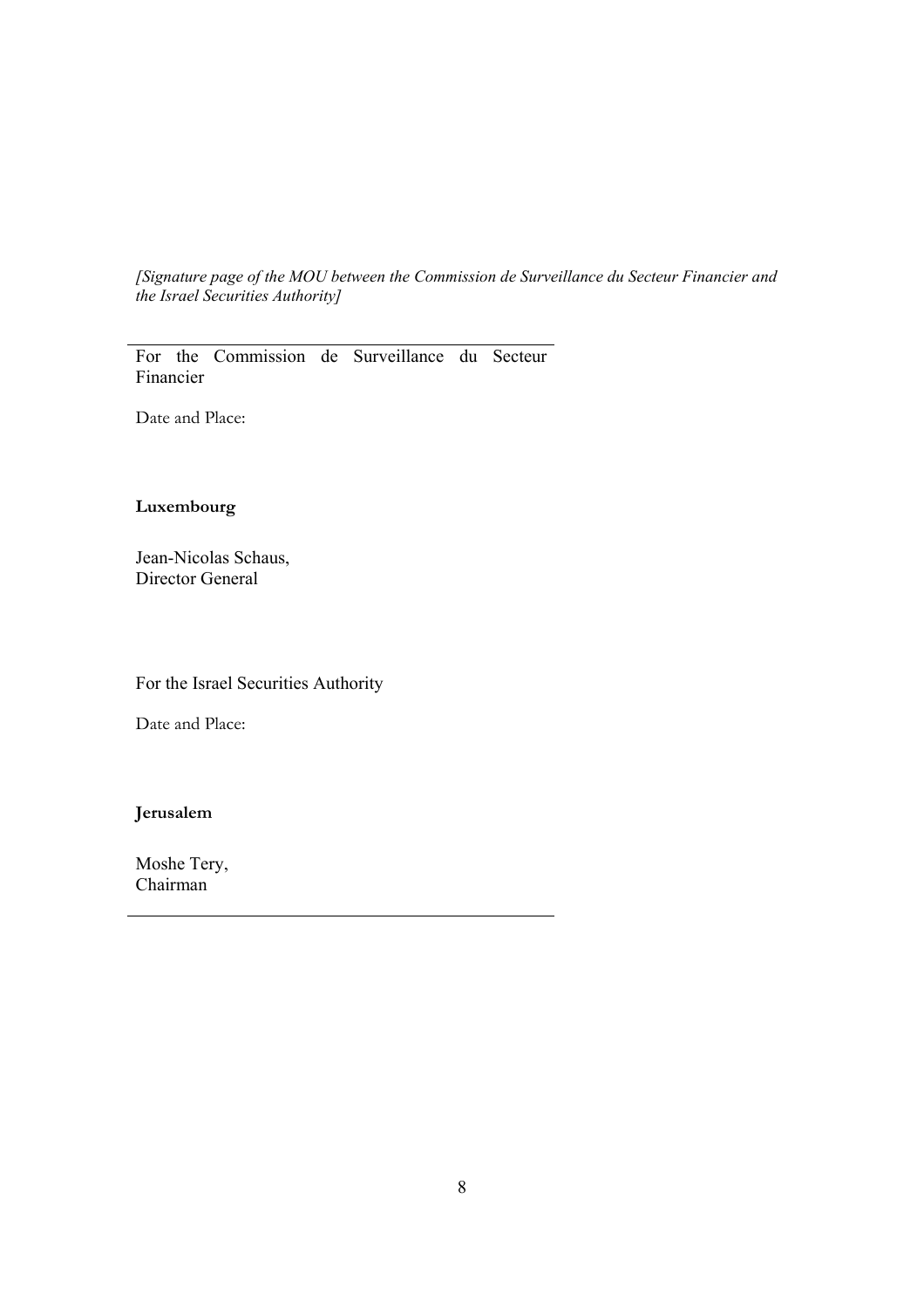*[Signature page of the MOU between the Commission de Surveillance du Secteur Financier and the Israel Securities Authority]*

For the Commission de Surveillance du Secteur Financier

Date and Place:

**Luxembourg**

Jean-Nicolas Schaus,
Director General

For the Israel Securities Authority

Date and Place:

**Jerusalem**

Moshe Tery,
Chairman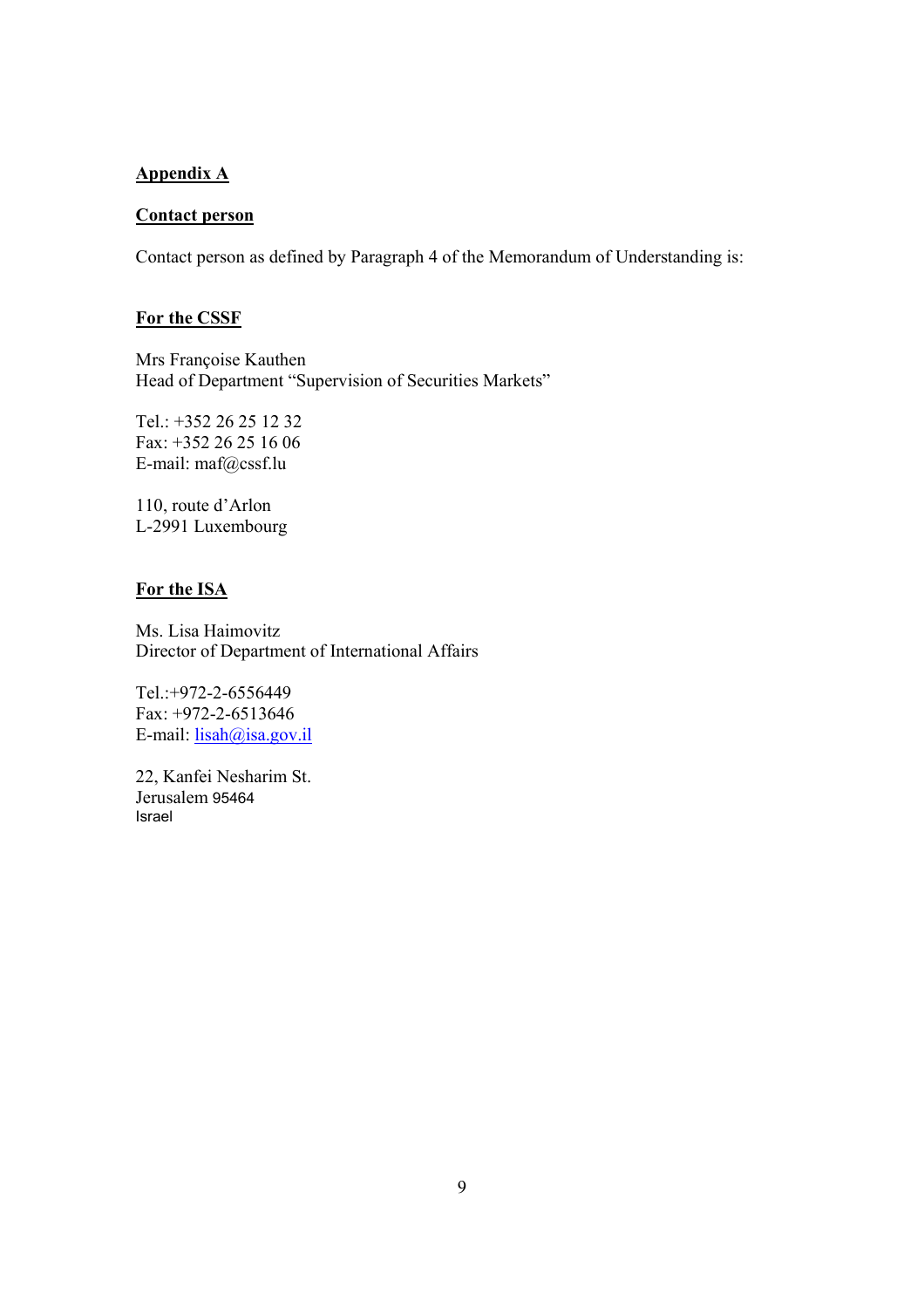**Appendix A**

**Contact person**

Contact person as defined by Paragraph 4 of the Memorandum of Understanding is:

**For the CSSF**

Mrs Françoise Kauthen
Head of Department "Supervision of Securities Markets"

Tel.: +352 26 25 12 32
Fax: +352 26 25 16 06
E-mail: maf@cssf.lu

110, route d'Arlon
L-2991 Luxembourg

**For the ISA**

Ms. Lisa Haimovitz
Director of Department of International Affairs

Tel.:+972-2-6556449
Fax: +972-2-6513646
E-mail: lisah@isa.gov.il

22, Kanfei Nesharim St.
Jerusalem 95464
Israel